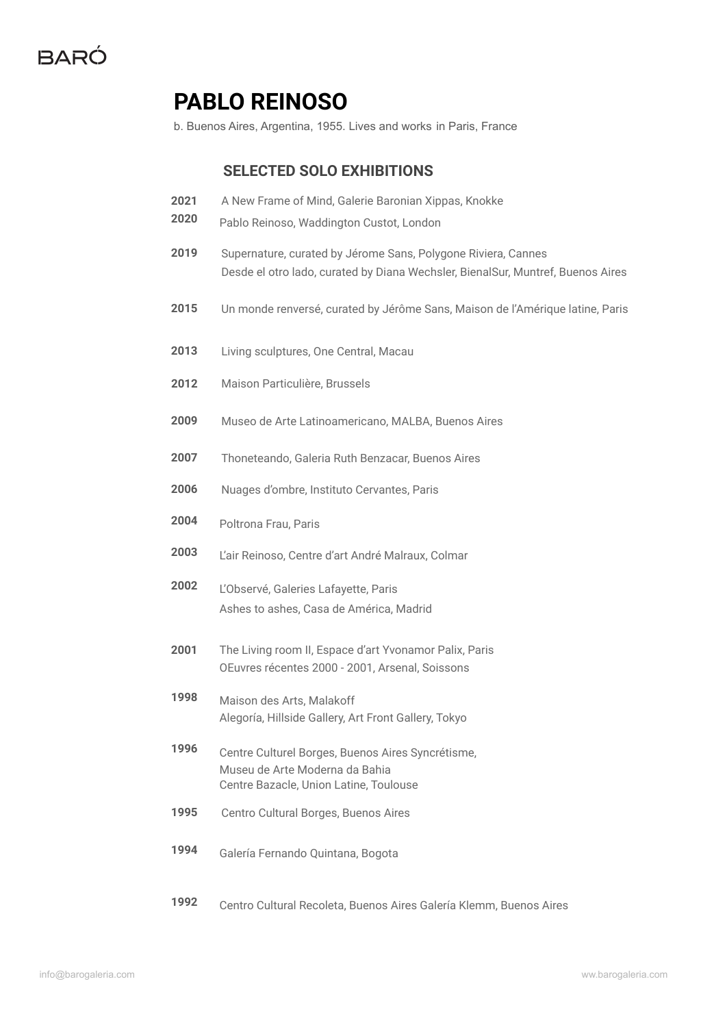# PABLO REINOSO

b. Buenos Aires, Argentina, 1955. Lives and works in Paris, France

## SELECTED SOLO EXHIBITIONS

**2021** A New Frame of Mind, Galerie Baronian Xippas, Knokke

**2020** Pablo Reinoso, Waddington Custot, London

**2019** Supernature, curated by Jérome Sans, Polygone Riviera, Cannes
Desde el otro lado, curated by Diana Wechsler, BienalSur, Muntref, Buenos Aires

**2015** Un monde renversé, curated by Jérôme Sans, Maison de l'Amérique latine, Paris

**2013** Living sculptures, One Central, Macau

**2012** Maison Particulière, Brussels

**2009** Museo de Arte Latinoamericano, MALBA, Buenos Aires

**2007** Thoneteando, Galeria Ruth Benzacar, Buenos Aires

**2006** Nuages d'ombre, Instituto Cervantes, Paris

**2004** Poltrona Frau, Paris

**2003** L'air Reinoso, Centre d'art André Malraux, Colmar

**2002** L'Observé, Galeries Lafayette, Paris
Ashes to ashes, Casa de América, Madrid

**2001** The Living room II, Espace d'art Yvonamor Palix, Paris
OEuvres récentes 2000 - 2001, Arsenal, Soissons

**1998** Maison des Arts, Malakoff
Alegoría, Hillside Gallery, Art Front Gallery, Tokyo

**1996** Centre Culturel Borges, Buenos Aires Syncrétisme,
Museu de Arte Moderna da Bahia
Centre Bazacle, Union Latine, Toulouse

**1995** Centro Cultural Borges, Buenos Aires

**1994** Galería Fernando Quintana, Bogota

**1992** Centro Cultural Recoleta, Buenos Aires Galería Klemm, Buenos Aires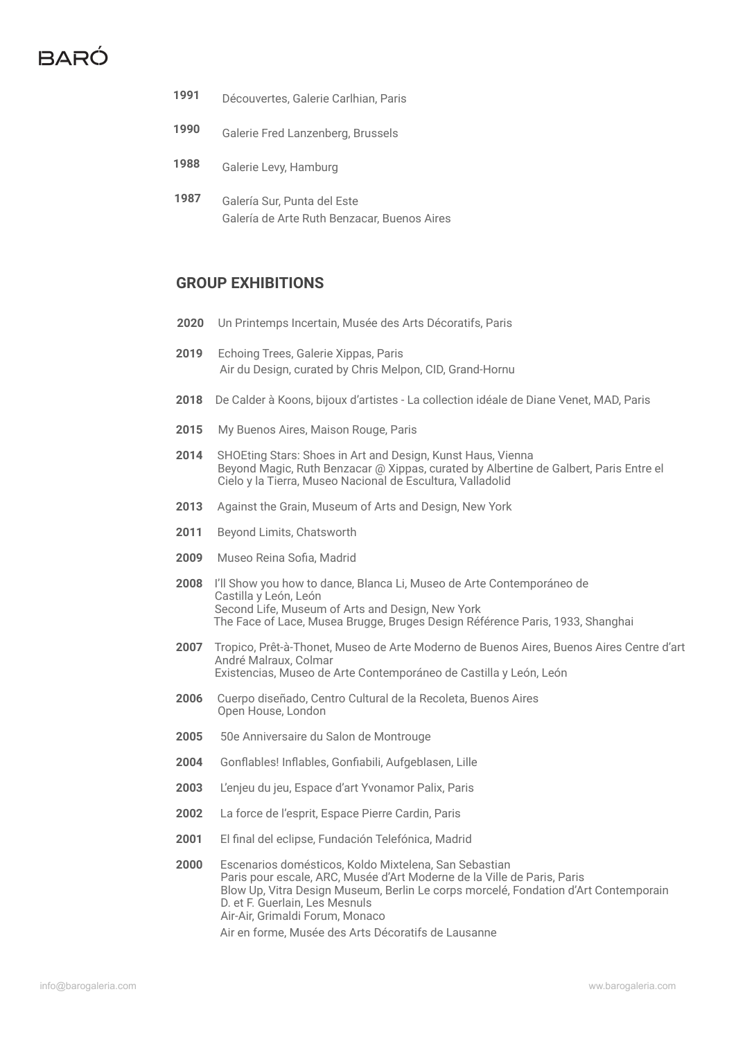**1991** Découvertes, Galerie Carlhian, Paris

**1990** Galerie Fred Lanzenberg, Brussels

**1988** Galerie Levy, Hamburg

**1987** Galería Sur, Punta del Este
Galería de Arte Ruth Benzacar, Buenos Aires

## GROUP EXHIBITIONS

**2020** Un Printemps Incertain, Musée des Arts Décoratifs, Paris

**2019** Echoing Trees, Galerie Xippas, Paris
Air du Design, curated by Chris Melpon, CID, Grand-Hornu

**2018** De Calder à Koons, bijoux d'artistes - La collection idéale de Diane Venet, MAD, Paris

**2015** My Buenos Aires, Maison Rouge, Paris

**2014** SHOEting Stars: Shoes in Art and Design, Kunst Haus, Vienna
Beyond Magic, Ruth Benzacar @ Xippas, curated by Albertine de Galbert, Paris Entre el Cielo y la Tierra, Museo Nacional de Escultura, Valladolid

**2013** Against the Grain, Museum of Arts and Design, New York

**2011** Beyond Limits, Chatsworth

**2009** Museo Reina Sofia, Madrid

**2008** I'll Show you how to dance, Blanca Li, Museo de Arte Contemporáneo de Castilla y León, León
Second Life, Museum of Arts and Design, New York
The Face of Lace, Musea Brugge, Bruges Design Référence Paris, 1933, Shanghai

**2007** Tropico, Prêt-à-Thonet, Museo de Arte Moderno de Buenos Aires, Buenos Aires Centre d'art André Malraux, Colmar
Existencias, Museo de Arte Contemporáneo de Castilla y León, León

**2006** Cuerpo diseñado, Centro Cultural de la Recoleta, Buenos Aires
Open House, London

**2005** 50e Anniversaire du Salon de Montrouge

**2004** Gonflables! Inflables, Gonfiabili, Aufgeblasen, Lille

**2003** L'enjeu du jeu, Espace d'art Yvonamor Palix, Paris

**2002** La force de l'esprit, Espace Pierre Cardin, Paris

**2001** El final del eclipse, Fundación Telefónica, Madrid

**2000** Escenarios domésticos, Koldo Mixtelena, San Sebastian
Paris pour escale, ARC, Musée d'Art Moderne de la Ville de Paris, Paris
Blow Up, Vitra Design Museum, Berlin Le corps morcelé, Fondation d'Art Contemporain D. et F. Guerlain, Les Mesnuls
Air-Air, Grimaldi Forum, Monaco
Air en forme, Musée des Arts Décoratifs de Lausanne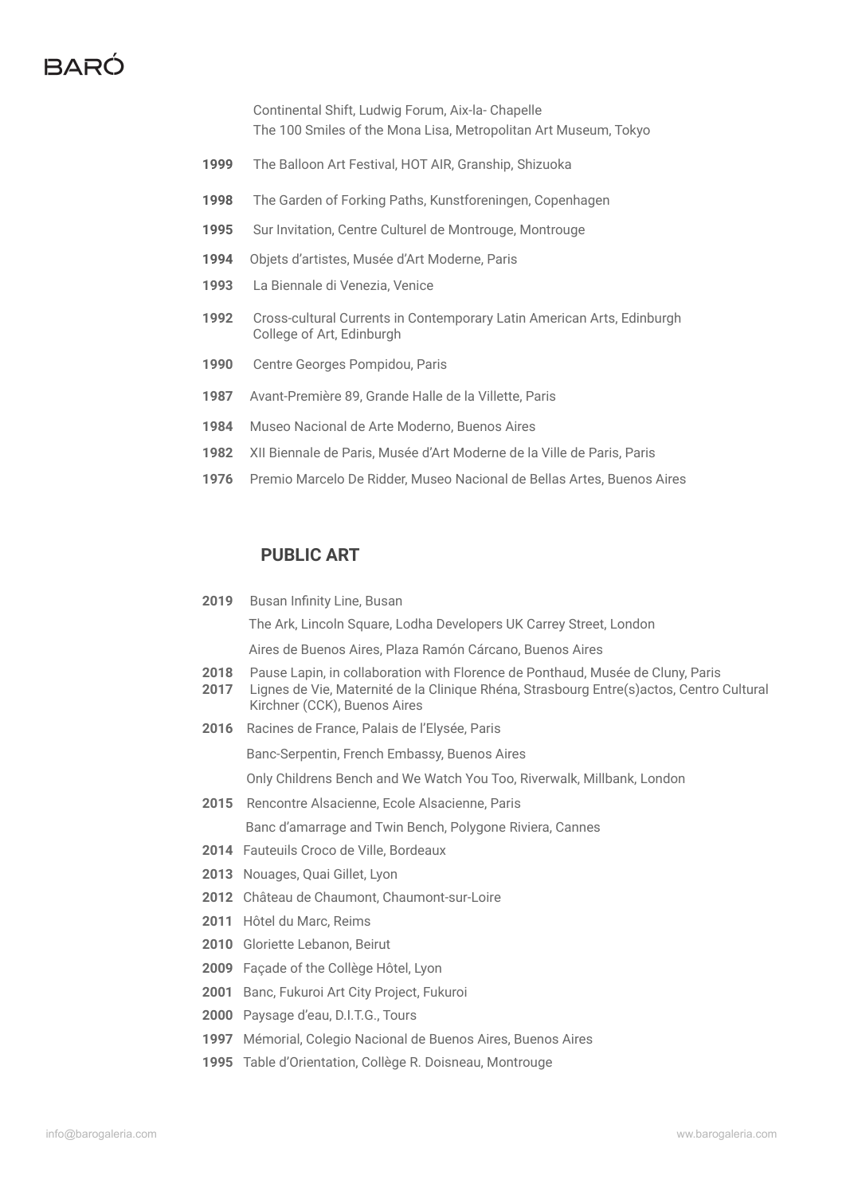Continental Shift, Ludwig Forum, Aix-la- Chapelle
The 100 Smiles of the Mona Lisa, Metropolitan Art Museum, Tokyo

**1999** The Balloon Art Festival, HOT AIR, Granship, Shizuoka

**1998** The Garden of Forking Paths, Kunstforeningen, Copenhagen

**1995** Sur Invitation, Centre Culturel de Montrouge, Montrouge

**1994** Objets d'artistes, Musée d'Art Moderne, Paris

**1993** La Biennale di Venezia, Venice

**1992** Cross-cultural Currents in Contemporary Latin American Arts, Edinburgh College of Art, Edinburgh

**1990** Centre Georges Pompidou, Paris

**1987** Avant-Première 89, Grande Halle de la Villette, Paris

**1984** Museo Nacional de Arte Moderno, Buenos Aires

**1982** XII Biennale de Paris, Musée d'Art Moderne de la Ville de Paris, Paris

**1976** Premio Marcelo De Ridder, Museo Nacional de Bellas Artes, Buenos Aires

## PUBLIC ART

**2019** Busan Infinity Line, Busan
The Ark, Lincoln Square, Lodha Developers UK Carrey Street, London
Aires de Buenos Aires, Plaza Ramón Cárcano, Buenos Aires

**2018** Pause Lapin, in collaboration with Florence de Ponthaud, Musée de Cluny, Paris

**2017** Lignes de Vie, Maternité de la Clinique Rhéna, Strasbourg Entre(s)actos, Centro Cultural Kirchner (CCK), Buenos Aires

**2016** Racines de France, Palais de l'Elysée, Paris
Banc-Serpentin, French Embassy, Buenos Aires
Only Childrens Bench and We Watch You Too, Riverwalk, Millbank, London

**2015** Rencontre Alsacienne, Ecole Alsacienne, Paris
Banc d'amarrage and Twin Bench, Polygone Riviera, Cannes

**2014** Fauteuils Croco de Ville, Bordeaux

**2013** Nouages, Quai Gillet, Lyon

**2012** Château de Chaumont, Chaumont-sur-Loire

**2011** Hôtel du Marc, Reims

**2010** Gloriette Lebanon, Beirut

**2009** Façade of the Collège Hôtel, Lyon

**2001** Banc, Fukuroi Art City Project, Fukuroi

**2000** Paysage d'eau, D.I.T.G., Tours

**1997** Mémorial, Colegio Nacional de Buenos Aires, Buenos Aires

**1995** Table d'Orientation, Collège R. Doisneau, Montrouge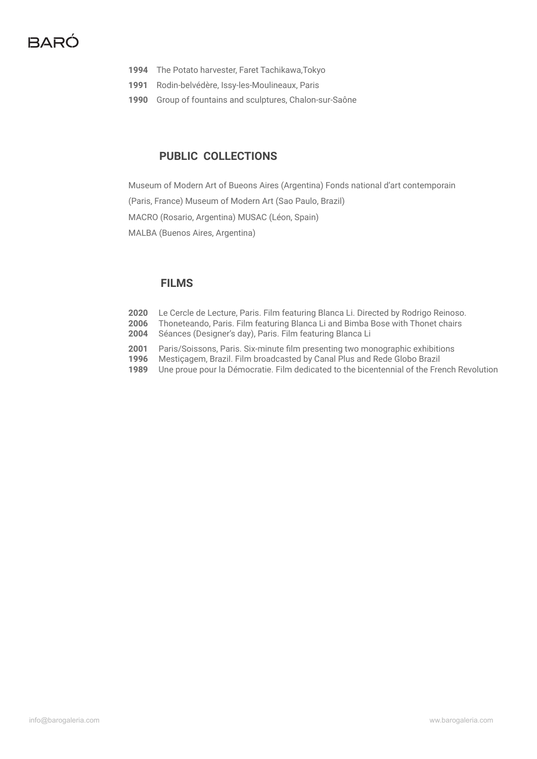**1994** The Potato harvester, Faret Tachikawa,Tokyo

**1991** Rodin-belvédère, Issy-les-Moulineaux, Paris

**1990** Group of fountains and sculptures, Chalon-sur-Saône

## PUBLIC COLLECTIONS

Museum of Modern Art of Bueons Aires (Argentina) Fonds national d'art contemporain

(Paris, France) Museum of Modern Art (Sao Paulo, Brazil)

MACRO (Rosario, Argentina) MUSAC (Léon, Spain)

MALBA (Buenos Aires, Argentina)

## FILMS

**2020** Le Cercle de Lecture, Paris. Film featuring Blanca Li. Directed by Rodrigo Reinoso.
**2006** Thoneteando, Paris. Film featuring Blanca Li and Bimba Bose with Thonet chairs
**2004** Séances (Designer's day), Paris. Film featuring Blanca Li

**2001** Paris/Soissons, Paris. Six-minute film presenting two monographic exhibitions
**1996** Mestiçagem, Brazil. Film broadcasted by Canal Plus and Rede Globo Brazil
**1989** Une proue pour la Démocratie. Film dedicated to the bicentennial of the French Revolution